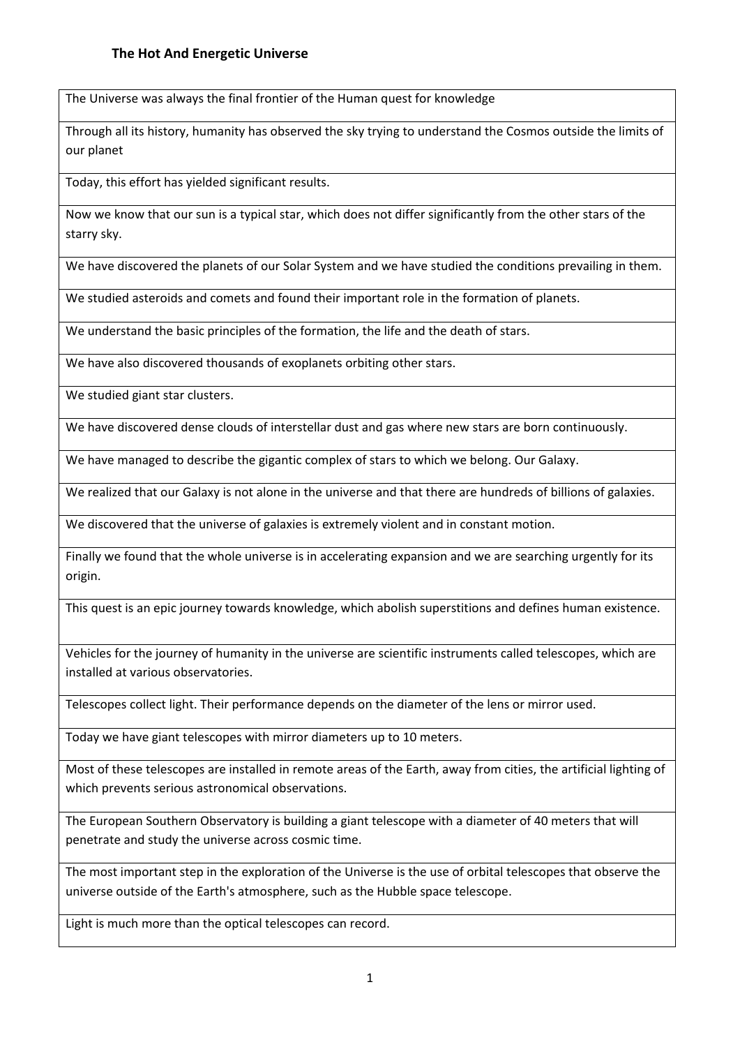### The Hot And Energetic Universe

| The Universe was always the final frontier of the Human quest for knowledge |
|---|
| Through all its history, humanity has observed the sky trying to understand the Cosmos outside the limits of our planet |
| Today, this effort has yielded significant results. |
| Now we know that our sun is a typical star, which does not differ significantly from the other stars of the starry sky. |
| We have discovered the planets of our Solar System and we have studied the conditions prevailing in them. |
| We studied asteroids and comets and found their important role in the formation of planets. |
| We understand the basic principles of the formation, the life and the death of stars. |
| We have also discovered thousands of exoplanets orbiting other stars. |
| We studied giant star clusters. |
| We have discovered dense clouds of interstellar dust and gas where new stars are born continuously. |
| We have managed to describe the gigantic complex of stars to which we belong. Our Galaxy. |
| We realized that our Galaxy is not alone in the universe and that there are hundreds of billions of galaxies. |
| We discovered that the universe of galaxies is extremely violent and in constant motion. |
| Finally we found that the whole universe is in accelerating expansion and we are searching urgently for its origin. |
| This quest is an epic journey towards knowledge, which abolish superstitions and defines human existence. |
| Vehicles for the journey of humanity in the universe are scientific instruments called telescopes, which are installed at various observatories. |
| Telescopes collect light. Their performance depends on the diameter of the lens or mirror used. |
| Today we have giant telescopes with mirror diameters up to 10 meters. |
| Most of these telescopes are installed in remote areas of the Earth, away from cities, the artificial lighting of which prevents serious astronomical observations. |
| The European Southern Observatory is building a giant telescope with a diameter of 40 meters that will penetrate and study the universe across cosmic time. |
| The most important step in the exploration of the Universe is the use of orbital telescopes that observe the universe outside of the Earth's atmosphere, such as the Hubble space telescope. |
| Light is much more than the optical telescopes can record. |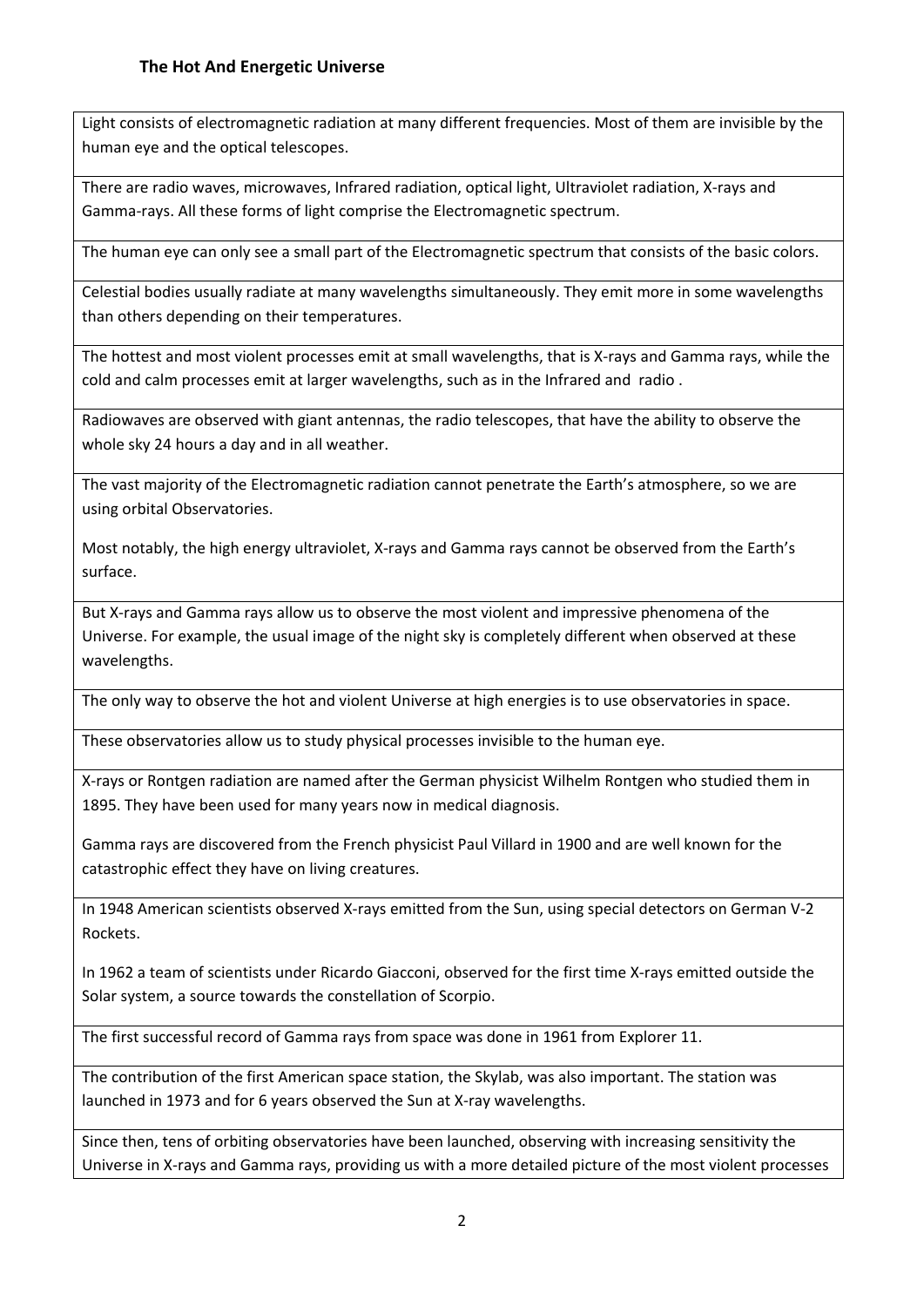### The Hot And Energetic Universe

Light consists of electromagnetic radiation at many different frequencies. Most of them are invisible by the human eye and the optical telescopes.

There are radio waves, microwaves, Infrared radiation, optical light, Ultraviolet radiation, X-rays and Gamma-rays. All these forms of light comprise the Electromagnetic spectrum.

The human eye can only see a small part of the Electromagnetic spectrum that consists of the basic colors.

Celestial bodies usually radiate at many wavelengths simultaneously. They emit more in some wavelengths than others depending on their temperatures.

The hottest and most violent processes emit at small wavelengths, that is X-rays and Gamma rays, while the cold and calm processes emit at larger wavelengths, such as in the Infrared and radio .

Radiowaves are observed with giant antennas, the radio telescopes, that have the ability to observe the whole sky 24 hours a day and in all weather.

The vast majority of the Electromagnetic radiation cannot penetrate the Earth's atmosphere, so we are using orbital Observatories.

Most notably, the high energy ultraviolet, X-rays and Gamma rays cannot be observed from the Earth's surface.

But X-rays and Gamma rays allow us to observe the most violent and impressive phenomena of the Universe. For example, the usual image of the night sky is completely different when observed at these wavelengths.

The only way to observe the hot and violent Universe at high energies is to use observatories in space.

These observatories allow us to study physical processes invisible to the human eye.

X-rays or Rontgen radiation are named after the German physicist Wilhelm Rontgen who studied them in 1895. They have been used for many years now in medical diagnosis.

Gamma rays are discovered from the French physicist Paul Villard in 1900 and are well known for the catastrophic effect they have on living creatures.

In 1948 American scientists observed X-rays emitted from the Sun, using special detectors on German V-2 Rockets.

In 1962 a team of scientists under Ricardo Giacconi, observed for the first time X-rays emitted outside the Solar system, a source towards the constellation of Scorpio.

The first successful record of Gamma rays from space was done in 1961 from Explorer 11.

The contribution of the first American space station, the Skylab, was also important. The station was launched in 1973 and for 6 years observed the Sun at X-ray wavelengths.

Since then, tens of orbiting observatories have been launched, observing with increasing sensitivity the Universe in X-rays and Gamma rays, providing us with a more detailed picture of the most violent processes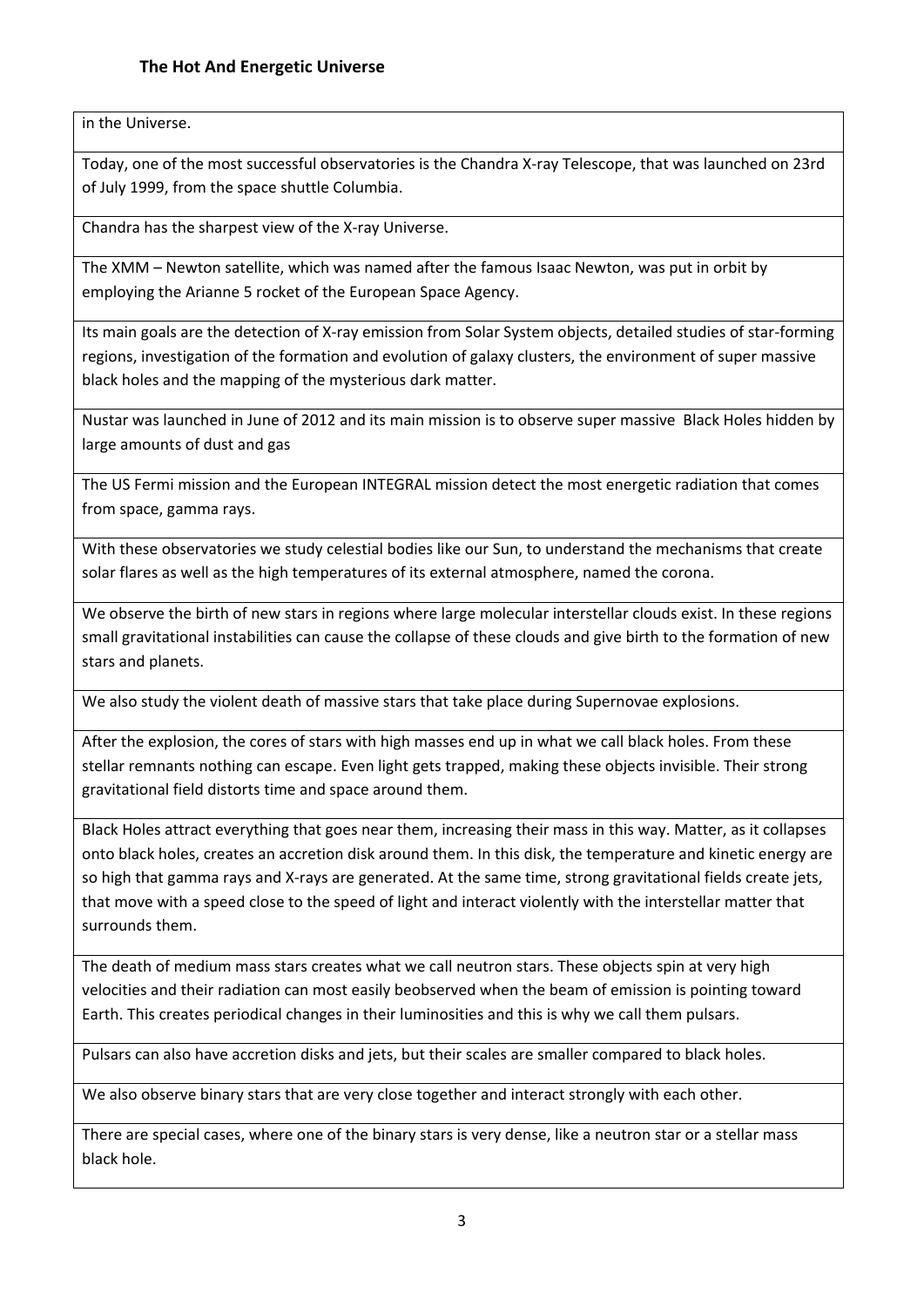in the Universe.

Today, one of the most successful observatories is the Chandra X-ray Telescope, that was launched on 23rd of July 1999, from the space shuttle Columbia.

Chandra has the sharpest view of the X-ray Universe.

The XMM – Newton satellite, which was named after the famous Isaac Newton, was put in orbit by employing the Arianne 5 rocket of the European Space Agency.

Its main goals are the detection of X-ray emission from Solar System objects, detailed studies of star-forming regions, investigation of the formation and evolution of galaxy clusters, the environment of super massive black holes and the mapping of the mysterious dark matter.

Nustar was launched in June of 2012 and its main mission is to observe super massive Black Holes hidden by large amounts of dust and gas

The US Fermi mission and the European INTEGRAL mission detect the most energetic radiation that comes from space, gamma rays.

With these observatories we study celestial bodies like our Sun, to understand the mechanisms that create solar flares as well as the high temperatures of its external atmosphere, named the corona.

We observe the birth of new stars in regions where large molecular interstellar clouds exist. In these regions small gravitational instabilities can cause the collapse of these clouds and give birth to the formation of new stars and planets.

We also study the violent death of massive stars that take place during Supernovae explosions.

After the explosion, the cores of stars with high masses end up in what we call black holes. From these stellar remnants nothing can escape. Even light gets trapped, making these objects invisible. Their strong gravitational field distorts time and space around them.

Black Holes attract everything that goes near them, increasing their mass in this way. Matter, as it collapses onto black holes, creates an accretion disk around them. In this disk, the temperature and kinetic energy are so high that gamma rays and X-rays are generated. At the same time, strong gravitational fields create jets, that move with a speed close to the speed of light and interact violently with the interstellar matter that surrounds them.

The death of medium mass stars creates what we call neutron stars. These objects spin at very high velocities and their radiation can most easily beobserved when the beam of emission is pointing toward Earth. This creates periodical changes in their luminosities and this is why we call them pulsars.

Pulsars can also have accretion disks and jets, but their scales are smaller compared to black holes.

We also observe binary stars that are very close together and interact strongly with each other.

There are special cases, where one of the binary stars is very dense, like a neutron star or a stellar mass black hole.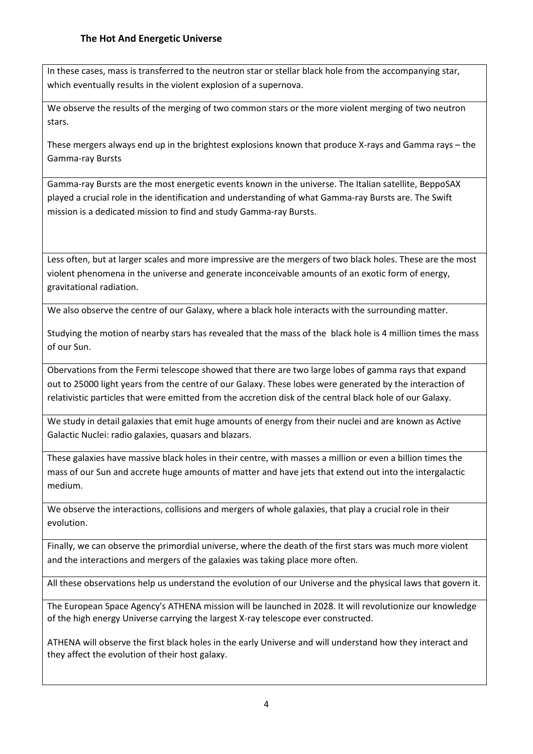**The Hot And Energetic Universe**

| |
|---|
| In these cases, mass is transferred to the neutron star or stellar black hole from the accompanying star, which eventually results in the violent explosion of a supernova. |
| We observe the results of the merging of two common stars or the more violent merging of two neutron stars.<br><br>These mergers always end up in the brightest explosions known that produce X-rays and Gamma rays – the Gamma-ray Bursts |
| Gamma-ray Bursts are the most energetic events known in the universe. The Italian satellite, BeppoSAX played a crucial role in the identification and understanding of what Gamma-ray Bursts are. The Swift mission is a dedicated mission to find and study Gamma-ray Bursts. |
| Less often, but at larger scales and more impressive are the mergers of two black holes. These are the most violent phenomena in the universe and generate inconceivable amounts of an exotic form of energy, gravitational radiation. |
| We also observe the centre of our Galaxy, where a black hole interacts with the surrounding matter.<br><br>Studying the motion of nearby stars has revealed that the mass of the black hole is 4 million times the mass of our Sun. |
| Obervations from the Fermi telescope showed that there are two large lobes of gamma rays that expand out to 25000 light years from the centre of our Galaxy. These lobes were generated by the interaction of relativistic particles that were emitted from the accretion disk of the central black hole of our Galaxy. |
| We study in detail galaxies that emit huge amounts of energy from their nuclei and are known as Active Galactic Nuclei: radio galaxies, quasars and blazars. |
| These galaxies have massive black holes in their centre, with masses a million or even a billion times the mass of our Sun and accrete huge amounts of matter and have jets that extend out into the intergalactic medium. |
| We observe the interactions, collisions and mergers of whole galaxies, that play a crucial role in their evolution. |
| Finally, we can observe the primordial universe, where the death of the first stars was much more violent and the interactions and mergers of the galaxies was taking place more often. |
| All these observations help us understand the evolution of our Universe and the physical laws that govern it. |
| The European Space Agency's ATHENA mission will be launched in 2028. It will revolutionize our knowledge of the high energy Universe carrying the largest X-ray telescope ever constructed.<br><br>ATHENA will observe the first black holes in the early Universe and will understand how they interact and they affect the evolution of their host galaxy. |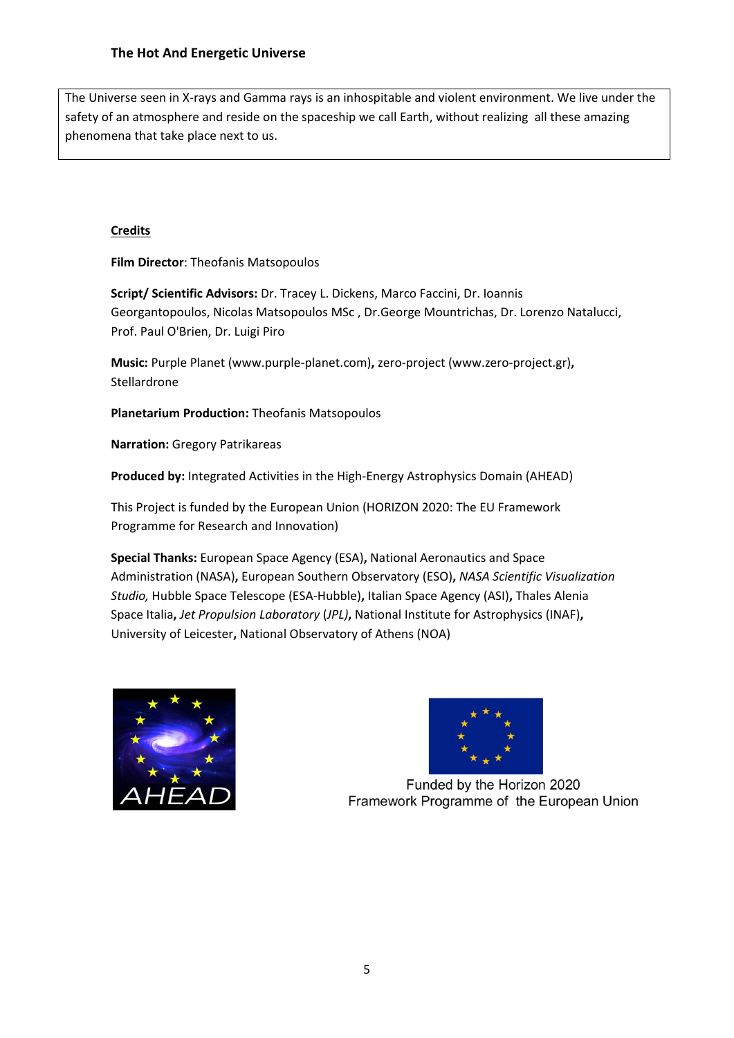**The Hot And Energetic Universe**

The Universe seen in X-rays and Gamma rays is an inhospitable and violent environment. We live under the safety of an atmosphere and reside on the spaceship we call Earth, without realizing all these amazing phenomena that take place next to us.

**Credits**

**Film Director**: Theofanis Matsopoulos

**Script/ Scientific Advisors:** Dr. Tracey L. Dickens, Marco Faccini, Dr. Ioannis Georgantopoulos, Nicolas Matsopoulos MSc , Dr.George Mountrichas, Dr. Lorenzo Natalucci, Prof. Paul O'Brien, Dr. Luigi Piro

**Music:** Purple Planet (www.purple-planet.com)**,** zero-project (www.zero-project.gr)**,** Stellardrone

**Planetarium Production:** Theofanis Matsopoulos

**Narration:** Gregory Patrikareas

**Produced by:** Integrated Activities in the High-Energy Astrophysics Domain (AHEAD)

This Project is funded by the European Union (HORIZON 2020: The EU Framework Programme for Research and Innovation)

**Special Thanks:** European Space Agency (ESA)**,** National Aeronautics and Space Administration (NASA)**,** European Southern Observatory (ESO)**,** *NASA Scientific Visualization Studio,* Hubble Space Telescope (ESA-Hubble)**,** Italian Space Agency (ASI)**,** Thales Alenia Space Italia**,** *Jet Propulsion Laboratory* (*JPL)***,** National Institute for Astrophysics (INAF)**,** University of Leicester**,** National Observatory of Athens (NOA)

AHEAD

Funded by the Horizon 2020 Framework Programme of the European Union